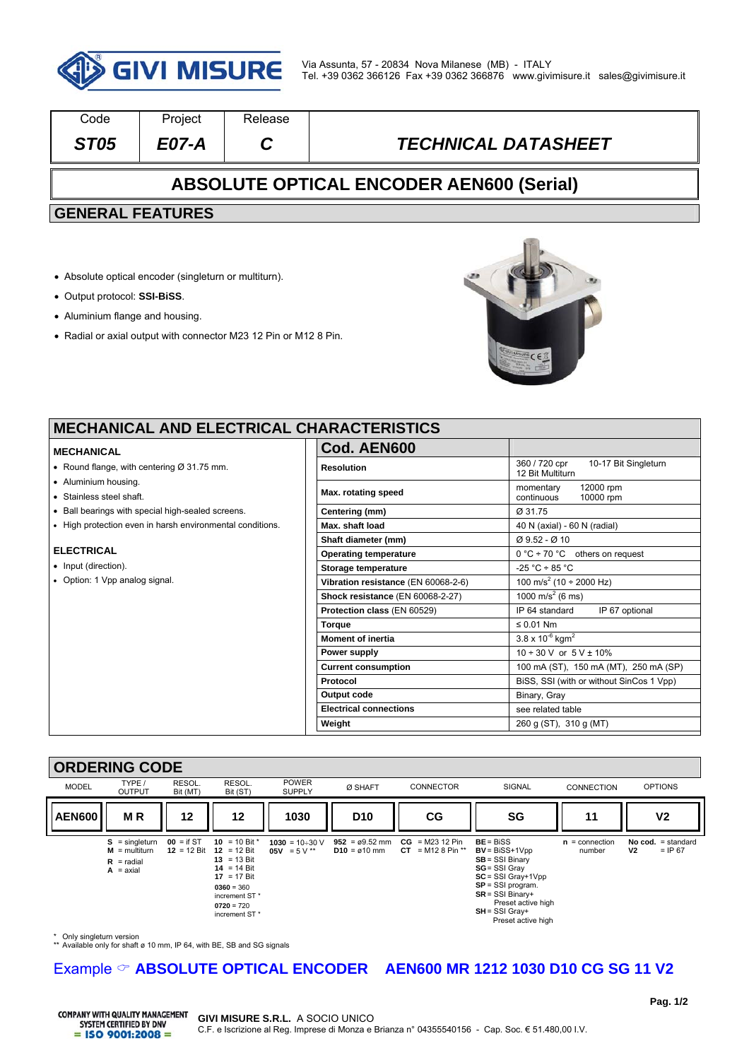Via Assunta, 57 - 20834 Nova Milanese (MB) - ITALY
Tel. +39 0362 366126 Fax +39 0362 366876 www.givimisure.it sales@givimisure.it

| Code | Project | Release | |
|---|---|---|---|
| *ST05* | *E07-A* | *C* | *TECHNICAL DATASHEET* |

# ABSOLUTE OPTICAL ENCODER AEN600 (Serial)

## GENERAL FEATURES

- Absolute optical encoder (singleturn or multiturn).
- Output protocol: **SSI-BiSS**.
- Aluminium flange and housing.
- Radial or axial output with connector M23 12 Pin or M12 8 Pin.

## MECHANICAL AND ELECTRICAL CHARACTERISTICS

### MECHANICAL

- Round flange, with centering Ø 31.75 mm.
- Aluminium housing.
- Stainless steel shaft.
- Ball bearings with special high-sealed screens.
- High protection even in harsh environmental conditions.

### ELECTRICAL

- Input (direction).
- Option: 1 Vpp analog signal.

| Cod. AEN600 | |
|---|---|
| **Resolution** | 360 / 720 cpr 10-17 Bit Singleturn 12 Bit Multiturn |
| **Max. rotating speed** | momentary 12000 rpm continuous 10000 rpm |
| **Centering (mm)** | Ø 31.75 |
| **Max. shaft load** | 40 N (axial) - 60 N (radial) |
| **Shaft diameter (mm)** | Ø 9.52 - Ø 10 |
| **Operating temperature** | 0 °C ÷ 70 °C others on request |
| **Storage temperature** | -25 °C ÷ 85 °C |
| **Vibration resistance** (EN 60068-2-6) | 100 m/s$^2$ (10 ÷ 2000 Hz) |
| **Shock resistance** (EN 60068-2-27) | 1000 m/s$^2$ (6 ms) |
| **Protection class** (EN 60529) | IP 64 standard IP 67 optional |
| **Torque** | ≤ 0.01 Nm |
| **Moment of inertia** | 3.8 x 10$^{-6}$ kgm$^2$ |
| **Power supply** | 10 ÷ 30 V or 5 V ± 10% |
| **Current consumption** | 100 mA (ST), 150 mA (MT), 250 mA (SP) |
| **Protocol** | BiSS, SSI (with or without SinCos 1 Vpp) |
| **Output code** | Binary, Gray |
| **Electrical connections** | see related table |
| **Weight** | 260 g (ST), 310 g (MT) |

## ORDERING CODE

| MODEL | TYPE / OUTPUT | RESOL. Bit (MT) | RESOL. Bit (ST) | POWER SUPPLY | Ø SHAFT | CONNECTOR | SIGNAL | CONNECTION | OPTIONS |
|---|---|---|---|---|---|---|---|---|---|
| **AEN600** | **M R** | **12** | **12** | **1030** | **D10** | **CG** | **SG** | **11** | **V2** |
| | **S** = singleturn<br>**M** = multiturn<br>**R** = radial<br>**A** = axial | **00** = if ST<br>**12** = 12 Bit | **10** = 10 Bit *<br>**12** = 12 Bit<br>**13** = 13 Bit<br>**14** = 14 Bit<br>**17** = 17 Bit<br>**0360** = 360 increment ST *<br>**0720** = 720 increment ST * | **1030** = 10÷30 V<br>**05V** = 5 V ** | **952** = ø9.52 mm<br>**D10** = ø10 mm | **CG** = M23 12 Pin<br>**CT** = M12 8 Pin ** | **BE** = BiSS<br>**BV** = BiSS+1Vpp<br>**SB** = SSI Binary<br>**SG** = SSI Gray<br>**SC** = SSI Gray+1Vpp<br>**SP** = SSI program.<br>**SR** = SSI Binary+ Preset active high<br>**SH** = SSI Gray+ Preset active high | **n** = connection number | **No cod.** = standard<br>**V2** = IP 67 |

\* Only singleturn version
\** Available only for shaft ø 10 mm, IP 64, with BE, SB and SG signals

Example ☞ **ABSOLUTE OPTICAL ENCODER AEN600 MR 1212 1030 D10 CG SG 11 V2**

COMPANY WITH QUALITY MANAGEMENT SYSTEM CERTIFIED BY DNV = ISO 9001:2008 =

**GIVI MISURE S.R.L.** A SOCIO UNICO
C.F. e Iscrizione al Reg. Imprese di Monza e Brianza n° 04355540156 - Cap. Soc. € 51.480,00 I.V.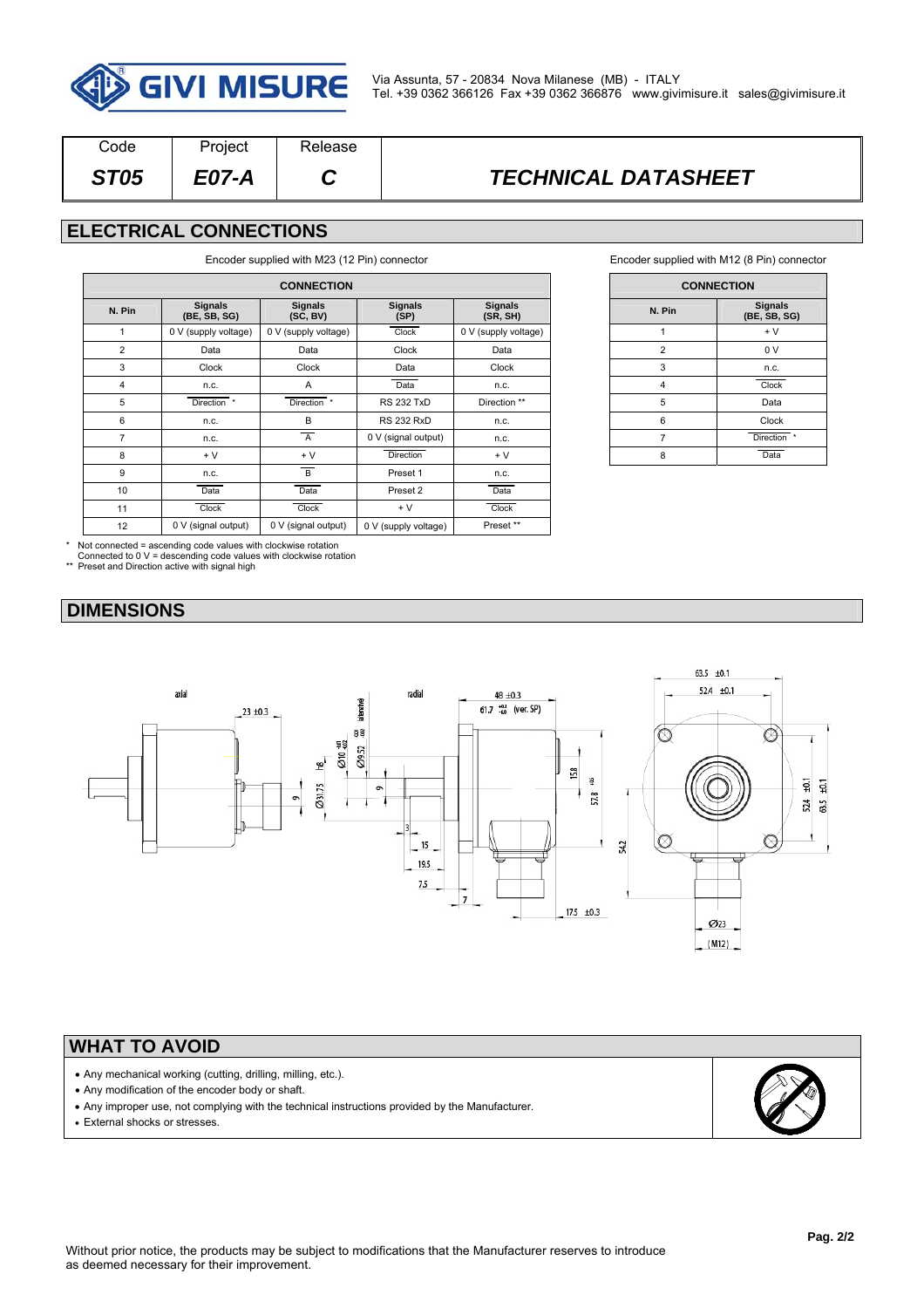Via Assunta, 57 - 20834 Nova Milanese (MB) - ITALY
Tel. +39 0362 366126 Fax +39 0362 366876 www.givimisure.it sales@givimisure.it

| Code | Project | Release | |
|---|---|---|---|
| *ST05* | *E07-A* | *C* | ***TECHNICAL DATASHEET*** |

## ELECTRICAL CONNECTIONS

Encoder supplied with M23 (12 Pin) connector

| CONNECTION | | | | |
|---|---|---|---|---|
| **N. Pin** | **Signals (BE, SB, SG)** | **Signals (SC, BV)** | **Signals (SP)** | **Signals (SR, SH)** |
| 1 | 0 V (supply voltage) | 0 V (supply voltage) | $\overline{\text{Clock}}$ | 0 V (supply voltage) |
| 2 | Data | Data | Clock | Data |
| 3 | Clock | Clock | Data | Clock |
| 4 | n.c. | A | $\overline{\text{Data}}$ | n.c. |
| 5 | $\overline{\text{Direction}}$ * | $\overline{\text{Direction}}$ * | RS 232 TxD | Direction ** |
| 6 | n.c. | B | RS 232 RxD | n.c. |
| 7 | n.c. | $\overline{\text{A}}$ | 0 V (signal output) | n.c. |
| 8 | + V | + V | $\overline{\text{Direction}}$ | + V |
| 9 | n.c. | $\overline{\text{B}}$ | Preset 1 | n.c. |
| 10 | $\overline{\text{Data}}$ | $\overline{\text{Data}}$ | Preset 2 | $\overline{\text{Data}}$ |
| 11 | $\overline{\text{Clock}}$ | $\overline{\text{Clock}}$ | + V | $\overline{\text{Clock}}$ |
| 12 | 0 V (signal output) | 0 V (signal output) | 0 V (supply voltage) | Preset ** |

Encoder supplied with M12 (8 Pin) connector

| CONNECTION | |
|---|---|
| **N. Pin** | **Signals (BE, SB, SG)** |
| 1 | + V |
| 2 | 0 V |
| 3 | n.c. |
| 4 | $\overline{\text{Clock}}$ |
| 5 | Data |
| 6 | Clock |
| 7 | $\overline{\text{Direction}}$ * |
| 8 | $\overline{\text{Data}}$ |

\* Not connected = ascending code values with clockwise rotation
Connected to 0 V = descending code values with clockwise rotation
** Preset and Direction active with signal high

## DIMENSIONS

axial
23 ±0.3
radial
48 ±0.3
61.7 (ver. SP)
63.5 ±0.1
52.4 ±0.1
Ø31.75
Ø10
Ø9.52
9
15.8
57.8
54.2
3
15
19.5
7.5
7
17.5 ±0.3
52.4 ±0.1
63.5 ±0.1
Ø23
(M12)

## WHAT TO AVOID

- Any mechanical working (cutting, drilling, milling, etc.).
- Any modification of the encoder body or shaft.
- Any improper use, not complying with the technical instructions provided by the Manufacturer.
- External shocks or stresses.

Without prior notice, the products may be subject to modifications that the Manufacturer reserves to introduce as deemed necessary for their improvement.